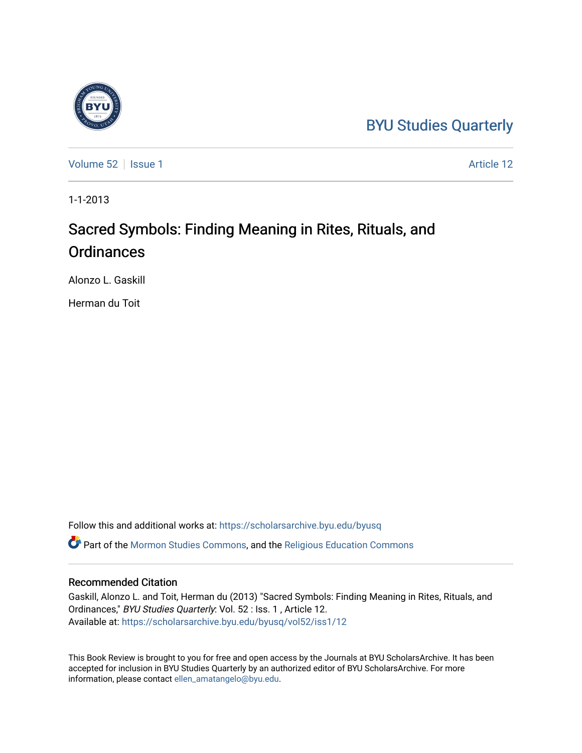BYU Studies Quarterly

Volume 52 | Issue 1 | Article 12

1-1-2013

# Sacred Symbols: Finding Meaning in Rites, Rituals, and Ordinances

Alonzo L. Gaskill

Herman du Toit

Follow this and additional works at: https://scholarsarchive.byu.edu/byusq

Part of the Mormon Studies Commons, and the Religious Education Commons

## Recommended Citation

Gaskill, Alonzo L. and Toit, Herman du (2013) "Sacred Symbols: Finding Meaning in Rites, Rituals, and Ordinances," *BYU Studies Quarterly*: Vol. 52 : Iss. 1 , Article 12.
Available at: https://scholarsarchive.byu.edu/byusq/vol52/iss1/12

This Book Review is brought to you for free and open access by the Journals at BYU ScholarsArchive. It has been accepted for inclusion in BYU Studies Quarterly by an authorized editor of BYU ScholarsArchive. For more information, please contact ellen_amatangelo@byu.edu.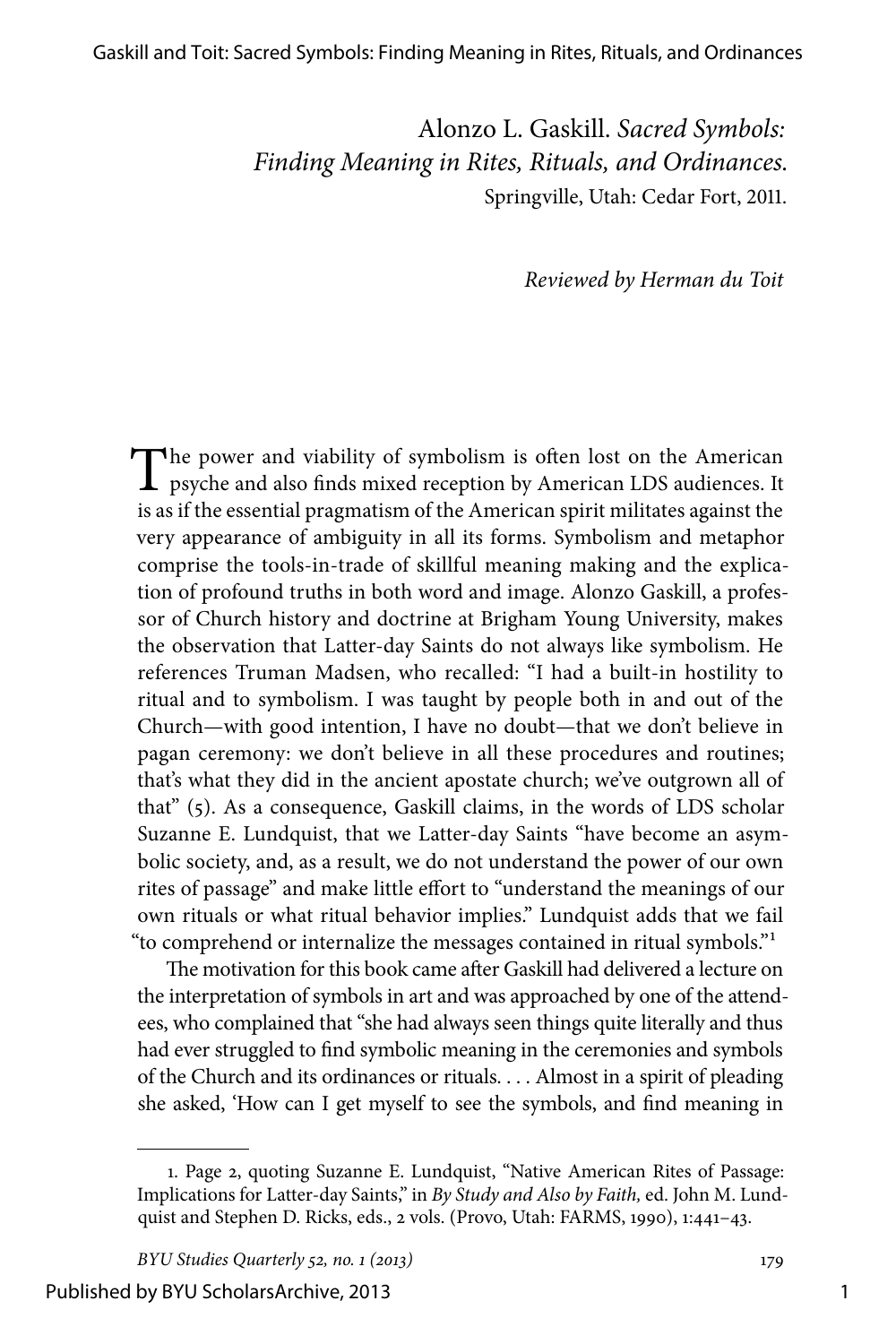Alonzo L. Gaskill. *Sacred Symbols: Finding Meaning in Rites, Rituals, and Ordinances.* Springville, Utah: Cedar Fort, 2011.

*Reviewed by Herman du Toit*

The power and viability of symbolism is often lost on the American psyche and also finds mixed reception by American LDS audiences. It is as if the essential pragmatism of the American spirit militates against the very appearance of ambiguity in all its forms. Symbolism and metaphor comprise the tools-in-trade of skillful meaning making and the explication of profound truths in both word and image. Alonzo Gaskill, a professor of Church history and doctrine at Brigham Young University, makes the observation that Latter-day Saints do not always like symbolism. He references Truman Madsen, who recalled: "I had a built-in hostility to ritual and to symbolism. I was taught by people both in and out of the Church—with good intention, I have no doubt—that we don't believe in pagan ceremony: we don't believe in all these procedures and routines; that's what they did in the ancient apostate church; we've outgrown all of that" (5). As a consequence, Gaskill claims, in the words of LDS scholar Suzanne E. Lundquist, that we Latter-day Saints "have become an asymbolic society, and, as a result, we do not understand the power of our own rites of passage" and make little effort to "understand the meanings of our own rituals or what ritual behavior implies." Lundquist adds that we fail "to comprehend or internalize the messages contained in ritual symbols."[1]

The motivation for this book came after Gaskill had delivered a lecture on the interpretation of symbols in art and was approached by one of the attendees, who complained that "she had always seen things quite literally and thus had ever struggled to find symbolic meaning in the ceremonies and symbols of the Church and its ordinances or rituals. . . . Almost in a spirit of pleading she asked, 'How can I get myself to see the symbols, and find meaning in

---

1. Page 2, quoting Suzanne E. Lundquist, "Native American Rites of Passage: Implications for Latter-day Saints," in *By Study and Also by Faith,* ed. John M. Lundquist and Stephen D. Ricks, eds., 2 vols. (Provo, Utah: FARMS, 1990), 1:441–43.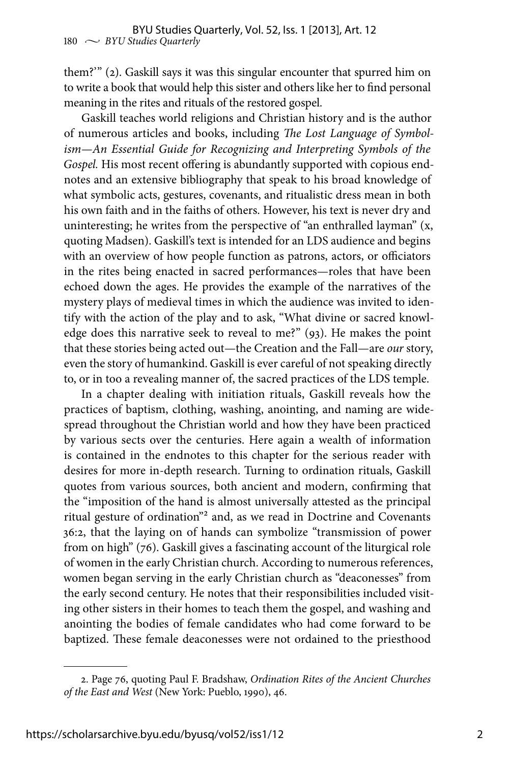them?'" (2). Gaskill says it was this singular encounter that spurred him on to write a book that would help this sister and others like her to find personal meaning in the rites and rituals of the restored gospel.

Gaskill teaches world religions and Christian history and is the author of numerous articles and books, including *The Lost Language of Symbolism—An Essential Guide for Recognizing and Interpreting Symbols of the Gospel.* His most recent offering is abundantly supported with copious endnotes and an extensive bibliography that speak to his broad knowledge of what symbolic acts, gestures, covenants, and ritualistic dress mean in both his own faith and in the faiths of others. However, his text is never dry and uninteresting; he writes from the perspective of "an enthralled layman" (x, quoting Madsen). Gaskill's text is intended for an LDS audience and begins with an overview of how people function as patrons, actors, or officiators in the rites being enacted in sacred performances—roles that have been echoed down the ages. He provides the example of the narratives of the mystery plays of medieval times in which the audience was invited to identify with the action of the play and to ask, "What divine or sacred knowledge does this narrative seek to reveal to me?" (93). He makes the point that these stories being acted out—the Creation and the Fall—are *our* story, even the story of humankind. Gaskill is ever careful of not speaking directly to, or in too a revealing manner of, the sacred practices of the LDS temple.

In a chapter dealing with initiation rituals, Gaskill reveals how the practices of baptism, clothing, washing, anointing, and naming are widespread throughout the Christian world and how they have been practiced by various sects over the centuries. Here again a wealth of information is contained in the endnotes to this chapter for the serious reader with desires for more in-depth research. Turning to ordination rituals, Gaskill quotes from various sources, both ancient and modern, confirming that the "imposition of the hand is almost universally attested as the principal ritual gesture of ordination"[2] and, as we read in Doctrine and Covenants 36:2, that the laying on of hands can symbolize "transmission of power from on high" (76). Gaskill gives a fascinating account of the liturgical role of women in the early Christian church. According to numerous references, women began serving in the early Christian church as "deaconesses" from the early second century. He notes that their responsibilities included visiting other sisters in their homes to teach them the gospel, and washing and anointing the bodies of female candidates who had come forward to be baptized. These female deaconesses were not ordained to the priesthood

---

2. Page 76, quoting Paul F. Bradshaw, *Ordination Rites of the Ancient Churches of the East and West* (New York: Pueblo, 1990), 46.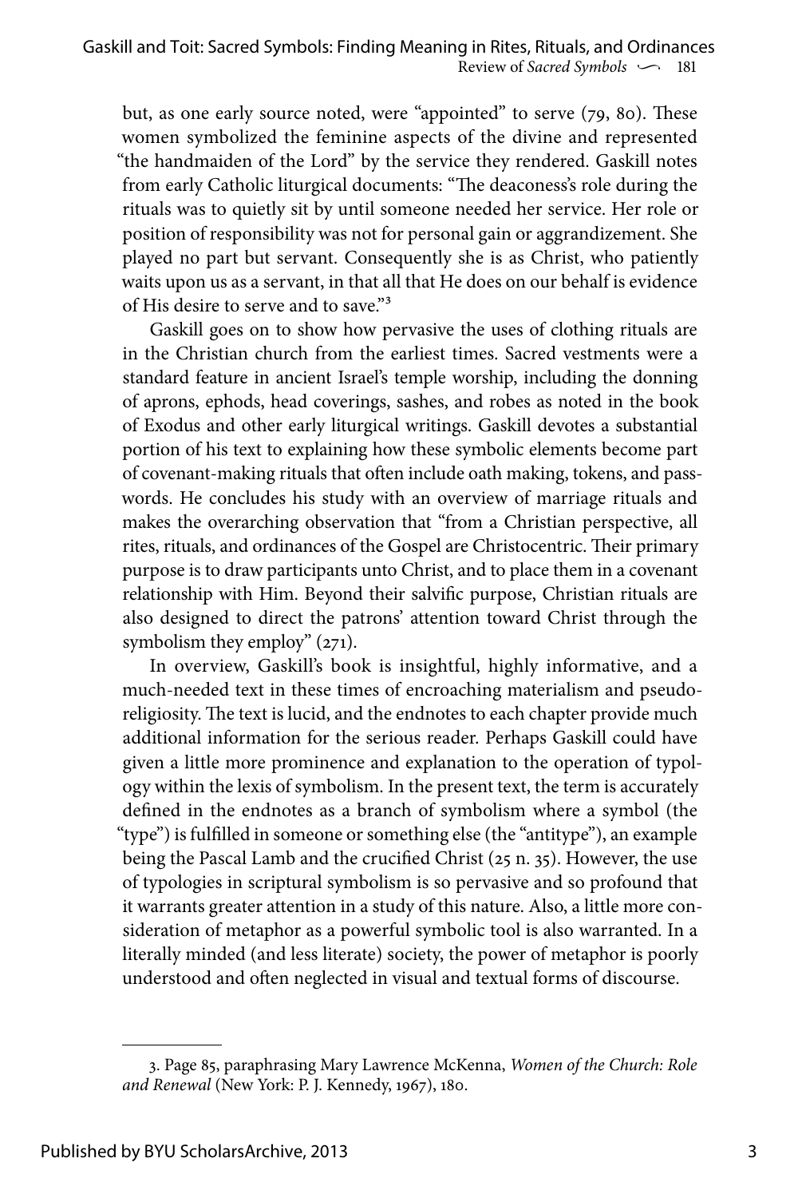but, as one early source noted, were "appointed" to serve (79, 80). These women symbolized the feminine aspects of the divine and represented "the handmaiden of the Lord" by the service they rendered. Gaskill notes from early Catholic liturgical documents: "The deaconess's role during the rituals was to quietly sit by until someone needed her service. Her role or position of responsibility was not for personal gain or aggrandizement. She played no part but servant. Consequently she is as Christ, who patiently waits upon us as a servant, in that all that He does on our behalf is evidence of His desire to serve and to save."[3]

Gaskill goes on to show how pervasive the uses of clothing rituals are in the Christian church from the earliest times. Sacred vestments were a standard feature in ancient Israel's temple worship, including the donning of aprons, ephods, head coverings, sashes, and robes as noted in the book of Exodus and other early liturgical writings. Gaskill devotes a substantial portion of his text to explaining how these symbolic elements become part of covenant-making rituals that often include oath making, tokens, and passwords. He concludes his study with an overview of marriage rituals and makes the overarching observation that "from a Christian perspective, all rites, rituals, and ordinances of the Gospel are Christocentric. Their primary purpose is to draw participants unto Christ, and to place them in a covenant relationship with Him. Beyond their salvific purpose, Christian rituals are also designed to direct the patrons' attention toward Christ through the symbolism they employ" (271).

In overview, Gaskill's book is insightful, highly informative, and a much-needed text in these times of encroaching materialism and pseudo-religiosity. The text is lucid, and the endnotes to each chapter provide much additional information for the serious reader. Perhaps Gaskill could have given a little more prominence and explanation to the operation of typology within the lexis of symbolism. In the present text, the term is accurately defined in the endnotes as a branch of symbolism where a symbol (the "type") is fulfilled in someone or something else (the "antitype"), an example being the Pascal Lamb and the crucified Christ (25 n. 35). However, the use of typologies in scriptural symbolism is so pervasive and so profound that it warrants greater attention in a study of this nature. Also, a little more consideration of metaphor as a powerful symbolic tool is also warranted. In a literally minded (and less literate) society, the power of metaphor is poorly understood and often neglected in visual and textual forms of discourse.

---

3. Page 85, paraphrasing Mary Lawrence McKenna, *Women of the Church: Role and Renewal* (New York: P. J. Kennedy, 1967), 180.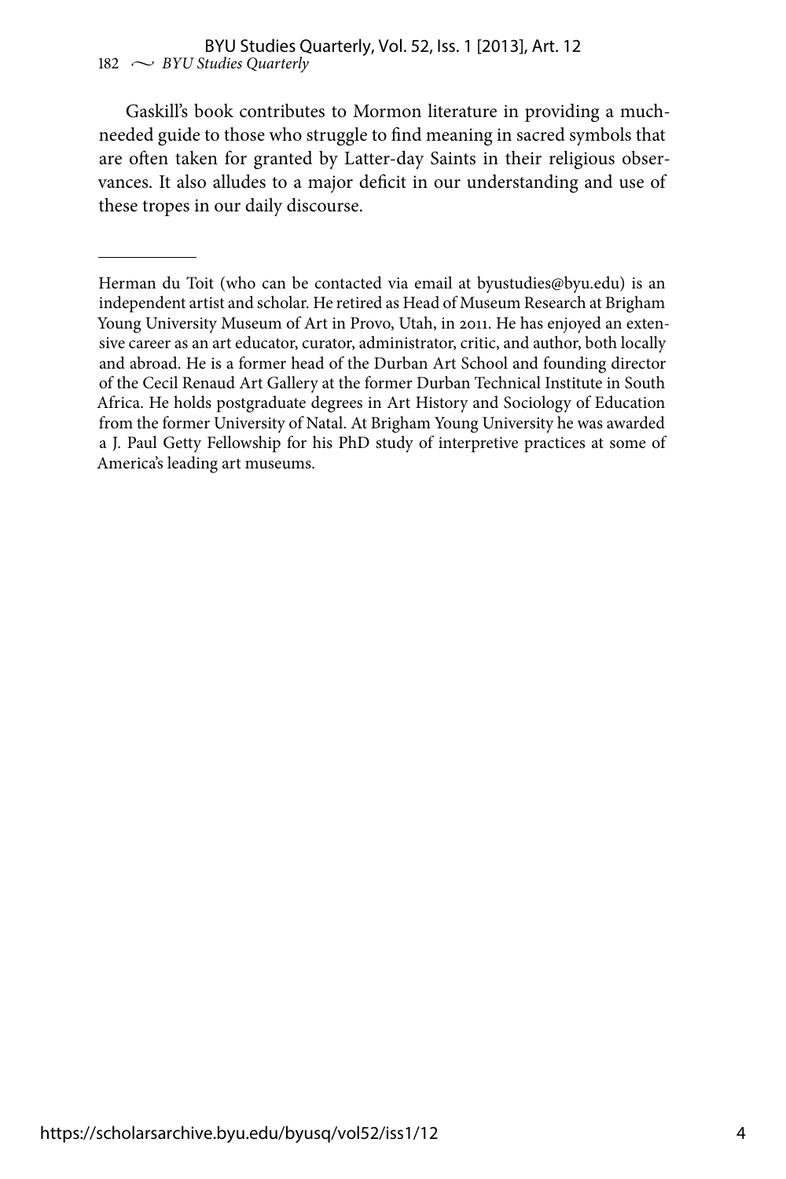Gaskill's book contributes to Mormon literature in providing a much-needed guide to those who struggle to find meaning in sacred symbols that are often taken for granted by Latter-day Saints in their religious observances. It also alludes to a major deficit in our understanding and use of these tropes in our daily discourse.

---

Herman du Toit (who can be contacted via email at byustudies@byu.edu) is an independent artist and scholar. He retired as Head of Museum Research at Brigham Young University Museum of Art in Provo, Utah, in 2011. He has enjoyed an extensive career as an art educator, curator, administrator, critic, and author, both locally and abroad. He is a former head of the Durban Art School and founding director of the Cecil Renaud Art Gallery at the former Durban Technical Institute in South Africa. He holds postgraduate degrees in Art History and Sociology of Education from the former University of Natal. At Brigham Young University he was awarded a J. Paul Getty Fellowship for his PhD study of interpretive practices at some of America's leading art museums.